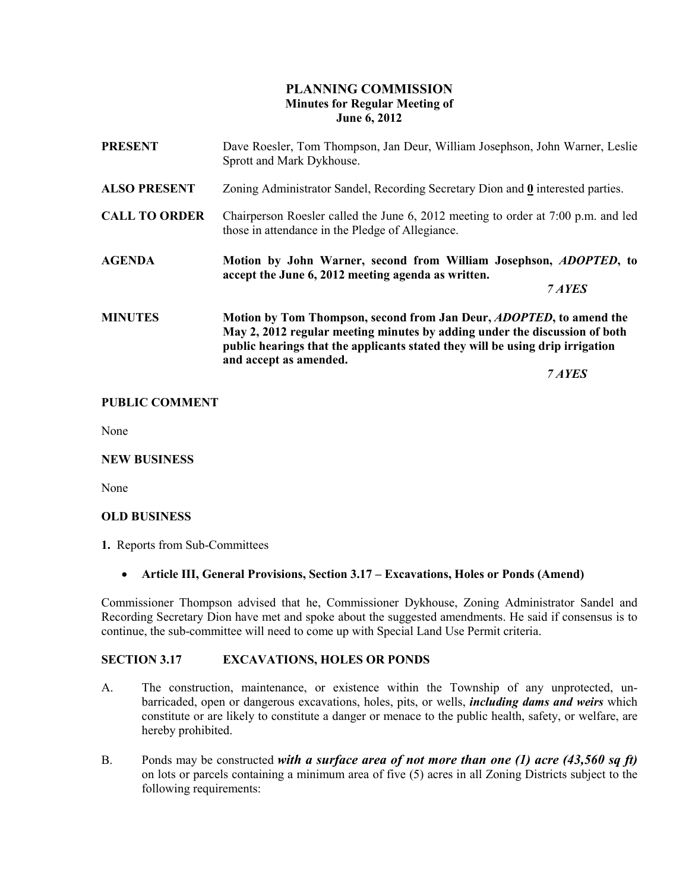# PLANNING COMMISSION
## Minutes for Regular Meeting of
## June 6, 2012

**PRESENT** Dave Roesler, Tom Thompson, Jan Deur, William Josephson, John Warner, Leslie Sprott and Mark Dykhouse.

**ALSO PRESENT** Zoning Administrator Sandel, Recording Secretary Dion and **0** interested parties.

**CALL TO ORDER** Chairperson Roesler called the June 6, 2012 meeting to order at 7:00 p.m. and led those in attendance in the Pledge of Allegiance.

**AGENDA** **Motion by John Warner, second from William Josephson, *ADOPTED*, to accept the June 6, 2012 meeting agenda as written.**

***7 AYES***

**MINUTES** **Motion by Tom Thompson, second from Jan Deur, *ADOPTED*, to amend the May 2, 2012 regular meeting minutes by adding under the discussion of both public hearings that the applicants stated they will be using drip irrigation and accept as amended.**

***7 AYES***

**PUBLIC COMMENT**

None

**NEW BUSINESS**

None

**OLD BUSINESS**

**1.** Reports from Sub-Committees

- **Article III, General Provisions, Section 3.17 – Excavations, Holes or Ponds (Amend)**

Commissioner Thompson advised that he, Commissioner Dykhouse, Zoning Administrator Sandel and Recording Secretary Dion have met and spoke about the suggested amendments. He said if consensus is to continue, the sub-committee will need to come up with Special Land Use Permit criteria.

**SECTION 3.17 EXCAVATIONS, HOLES OR PONDS**

A. The construction, maintenance, or existence within the Township of any unprotected, un-barricaded, open or dangerous excavations, holes, pits, or wells, ***including dams and weirs*** which constitute or are likely to constitute a danger or menace to the public health, safety, or welfare, are hereby prohibited.

B. Ponds may be constructed ***with a surface area of not more than one (1) acre (43,560 sq ft)*** on lots or parcels containing a minimum area of five (5) acres in all Zoning Districts subject to the following requirements: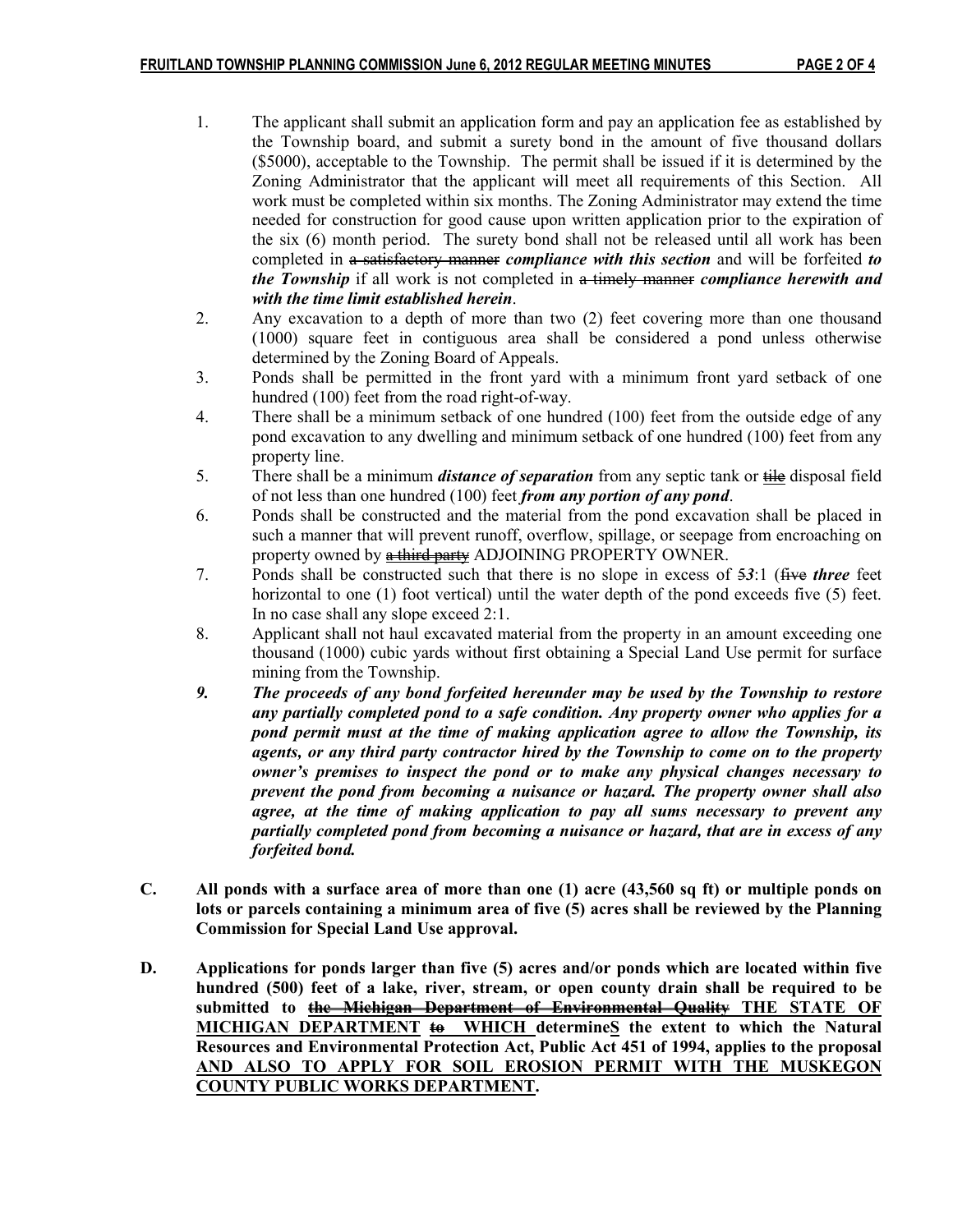1. The applicant shall submit an application form and pay an application fee as established by the Township board, and submit a surety bond in the amount of five thousand dollars ($5000), acceptable to the Township. The permit shall be issued if it is determined by the Zoning Administrator that the applicant will meet all requirements of this Section. All work must be completed within six months. The Zoning Administrator may extend the time needed for construction for good cause upon written application prior to the expiration of the six (6) month period. The surety bond shall not be released until all work has been completed in ~~a satisfactory manner~~ ***compliance with this section*** and will be forfeited ***to the Township*** if all work is not completed in ~~a timely manner~~ ***compliance herewith and with the time limit established herein***.
2. Any excavation to a depth of more than two (2) feet covering more than one thousand (1000) square feet in contiguous area shall be considered a pond unless otherwise determined by the Zoning Board of Appeals.
3. Ponds shall be permitted in the front yard with a minimum front yard setback of one hundred (100) feet from the road right-of-way.
4. There shall be a minimum setback of one hundred (100) feet from the outside edge of any pond excavation to any dwelling and minimum setback of one hundred (100) feet from any property line.
5. There shall be a minimum ***distance of separation*** from any septic tank or ~~tile~~ disposal field of not less than one hundred (100) feet ***from any portion of any pond***.
6. Ponds shall be constructed and the material from the pond excavation shall be placed in such a manner that will prevent runoff, overflow, spillage, or seepage from encroaching on property owned by ~~a third party~~ ADJOINING PROPERTY OWNER.
7. Ponds shall be constructed such that there is no slope in excess of ~~5~~***3***:1 (~~five~~ ***three*** feet horizontal to one (1) foot vertical) until the water depth of the pond exceeds five (5) feet. In no case shall any slope exceed 2:1.
8. Applicant shall not haul excavated material from the property in an amount exceeding one thousand (1000) cubic yards without first obtaining a Special Land Use permit for surface mining from the Township.
9. ***The proceeds of any bond forfeited hereunder may be used by the Township to restore any partially completed pond to a safe condition. Any property owner who applies for a pond permit must at the time of making application agree to allow the Township, its agents, or any third party contractor hired by the Township to come on to the property owner's premises to inspect the pond or to make any physical changes necessary to prevent the pond from becoming a nuisance or hazard. The property owner shall also agree, at the time of making application to pay all sums necessary to prevent any partially completed pond from becoming a nuisance or hazard, that are in excess of any forfeited bond.***

**C. All ponds with a surface area of more than one (1) acre (43,560 sq ft) or multiple ponds on lots or parcels containing a minimum area of five (5) acres shall be reviewed by the Planning Commission for Special Land Use approval.**

**D. Applications for ponds larger than five (5) acres and/or ponds which are located within five hundred (500) feet of a lake, river, stream, or open county drain shall be required to be submitted to ~~the Michigan Department of Environmental Quality~~ <u>THE STATE OF MICHIGAN DEPARTMENT</u> ~~to~~ <u>WHICH</u> determine<u>S</u> the extent to which the Natural Resources and Environmental Protection Act, Public Act 451 of 1994, applies to the proposal <u>AND ALSO TO APPLY FOR SOIL EROSION PERMIT WITH THE MUSKEGON COUNTY PUBLIC WORKS DEPARTMENT</u>.**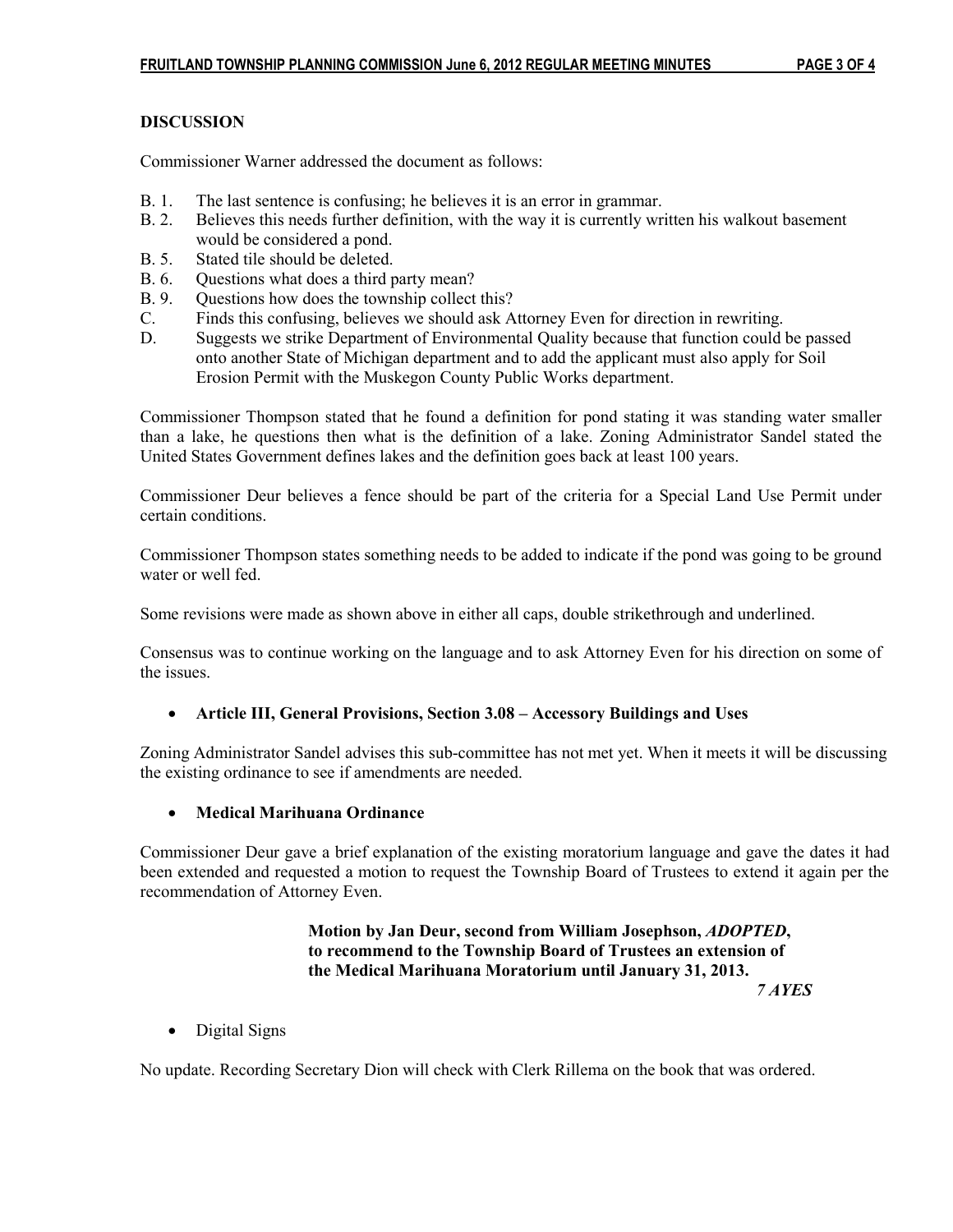**DISCUSSION**

Commissioner Warner addressed the document as follows:

- B. 1. The last sentence is confusing; he believes it is an error in grammar.
- B. 2. Believes this needs further definition, with the way it is currently written his walkout basement would be considered a pond.
- B. 5. Stated tile should be deleted.
- B. 6. Questions what does a third party mean?
- B. 9. Questions how does the township collect this?
- C. Finds this confusing, believes we should ask Attorney Even for direction in rewriting.
- D. Suggests we strike Department of Environmental Quality because that function could be passed onto another State of Michigan department and to add the applicant must also apply for Soil Erosion Permit with the Muskegon County Public Works department.

Commissioner Thompson stated that he found a definition for pond stating it was standing water smaller than a lake, he questions then what is the definition of a lake. Zoning Administrator Sandel stated the United States Government defines lakes and the definition goes back at least 100 years.

Commissioner Deur believes a fence should be part of the criteria for a Special Land Use Permit under certain conditions.

Commissioner Thompson states something needs to be added to indicate if the pond was going to be ground water or well fed.

Some revisions were made as shown above in either all caps, double strikethrough and underlined.

Consensus was to continue working on the language and to ask Attorney Even for his direction on some of the issues.

- **Article III, General Provisions, Section 3.08 – Accessory Buildings and Uses**

Zoning Administrator Sandel advises this sub-committee has not met yet. When it meets it will be discussing the existing ordinance to see if amendments are needed.

- **Medical Marihuana Ordinance**

Commissioner Deur gave a brief explanation of the existing moratorium language and gave the dates it had been extended and requested a motion to request the Township Board of Trustees to extend it again per the recommendation of Attorney Even.

> **Motion by Jan Deur, second from William Josephson, *ADOPTED*, to recommend to the Township Board of Trustees an extension of the Medical Marihuana Moratorium until January 31, 2013.**
>
> ***7 AYES***

- Digital Signs

No update. Recording Secretary Dion will check with Clerk Rillema on the book that was ordered.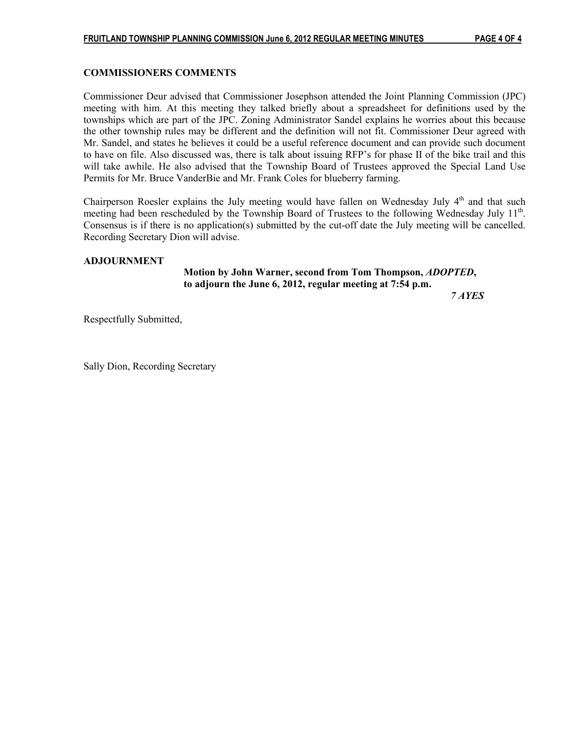## COMMISSIONERS COMMENTS

Commissioner Deur advised that Commissioner Josephson attended the Joint Planning Commission (JPC) meeting with him. At this meeting they talked briefly about a spreadsheet for definitions used by the townships which are part of the JPC. Zoning Administrator Sandel explains he worries about this because the other township rules may be different and the definition will not fit. Commissioner Deur agreed with Mr. Sandel, and states he believes it could be a useful reference document and can provide such document to have on file. Also discussed was, there is talk about issuing RFP's for phase II of the bike trail and this will take awhile. He also advised that the Township Board of Trustees approved the Special Land Use Permits for Mr. Bruce VanderBie and Mr. Frank Coles for blueberry farming.

Chairperson Roesler explains the July meeting would have fallen on Wednesday July 4th and that such meeting had been rescheduled by the Township Board of Trustees to the following Wednesday July 11th. Consensus is if there is no application(s) submitted by the cut-off date the July meeting will be cancelled. Recording Secretary Dion will advise.

## ADJOURNMENT

**Motion by John Warner, second from Tom Thompson, *ADOPTED*, to adjourn the June 6, 2012, regular meeting at 7:54 p.m.**

***7 AYES***

Respectfully Submitted,

Sally Dion, Recording Secretary